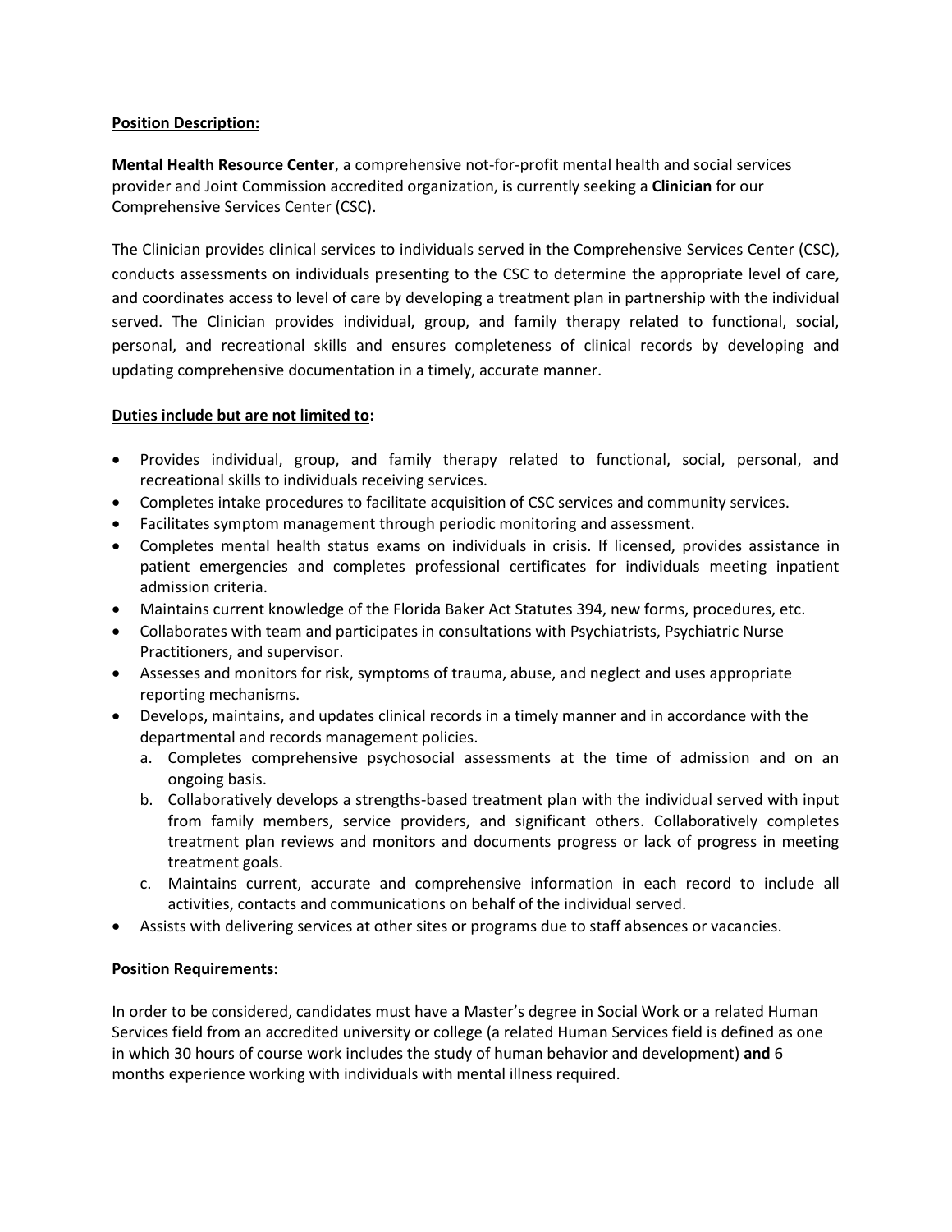**Position Description:**

**Mental Health Resource Center**, a comprehensive not-for-profit mental health and social services provider and Joint Commission accredited organization, is currently seeking a **Clinician** for our Comprehensive Services Center (CSC).

The Clinician provides clinical services to individuals served in the Comprehensive Services Center (CSC), conducts assessments on individuals presenting to the CSC to determine the appropriate level of care, and coordinates access to level of care by developing a treatment plan in partnership with the individual served. The Clinician provides individual, group, and family therapy related to functional, social, personal, and recreational skills and ensures completeness of clinical records by developing and updating comprehensive documentation in a timely, accurate manner.

**Duties include but are not limited to:**

- Provides individual, group, and family therapy related to functional, social, personal, and recreational skills to individuals receiving services.
- Completes intake procedures to facilitate acquisition of CSC services and community services.
- Facilitates symptom management through periodic monitoring and assessment.
- Completes mental health status exams on individuals in crisis. If licensed, provides assistance in patient emergencies and completes professional certificates for individuals meeting inpatient admission criteria.
- Maintains current knowledge of the Florida Baker Act Statutes 394, new forms, procedures, etc.
- Collaborates with team and participates in consultations with Psychiatrists, Psychiatric Nurse Practitioners, and supervisor.
- Assesses and monitors for risk, symptoms of trauma, abuse, and neglect and uses appropriate reporting mechanisms.
- Develops, maintains, and updates clinical records in a timely manner and in accordance with the departmental and records management policies.
  a. Completes comprehensive psychosocial assessments at the time of admission and on an ongoing basis.
  b. Collaboratively develops a strengths-based treatment plan with the individual served with input from family members, service providers, and significant others. Collaboratively completes treatment plan reviews and monitors and documents progress or lack of progress in meeting treatment goals.
  c. Maintains current, accurate and comprehensive information in each record to include all activities, contacts and communications on behalf of the individual served.
- Assists with delivering services at other sites or programs due to staff absences or vacancies.

**Position Requirements:**

In order to be considered, candidates must have a Master's degree in Social Work or a related Human Services field from an accredited university or college (a related Human Services field is defined as one in which 30 hours of course work includes the study of human behavior and development) **and** 6 months experience working with individuals with mental illness required.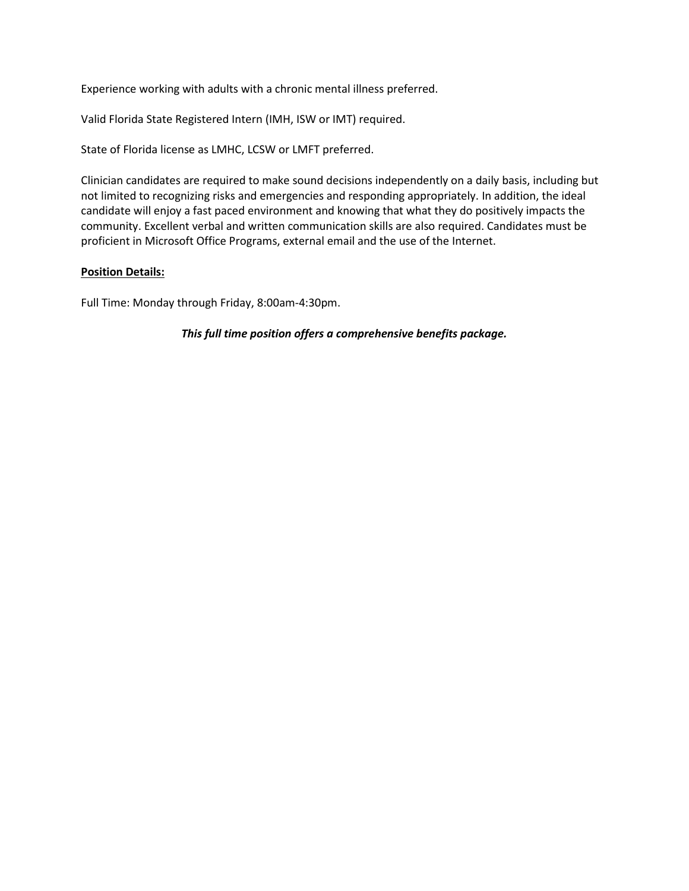Experience working with adults with a chronic mental illness preferred.

Valid Florida State Registered Intern (IMH, ISW or IMT) required.

State of Florida license as LMHC, LCSW or LMFT preferred.

Clinician candidates are required to make sound decisions independently on a daily basis, including but not limited to recognizing risks and emergencies and responding appropriately. In addition, the ideal candidate will enjoy a fast paced environment and knowing that what they do positively impacts the community. Excellent verbal and written communication skills are also required. Candidates must be proficient in Microsoft Office Programs, external email and the use of the Internet.

**Position Details:**

Full Time: Monday through Friday, 8:00am-4:30pm.

***This full time position offers a comprehensive benefits package.***